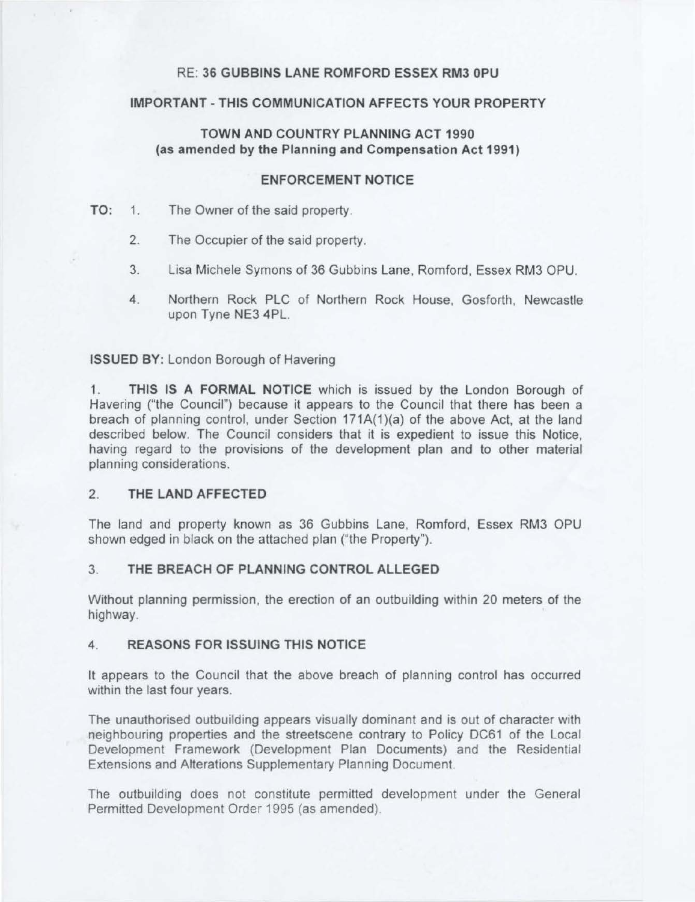RE: **36 GUBBINS LANE ROMFORD ESSEX RM3 0PU**

**IMPORTANT - THIS COMMUNICATION AFFECTS YOUR PROPERTY**

**TOWN AND COUNTRY PLANNING ACT 1990**
**(as amended by the Planning and Compensation Act 1991)**

**ENFORCEMENT NOTICE**

**TO:**

1. The Owner of the said property.
2. The Occupier of the said property.
3. Lisa Michele Symons of 36 Gubbins Lane, Romford, Essex RM3 OPU.
4. Northern Rock PLC of Northern Rock House, Gosforth, Newcastle upon Tyne NE3 4PL.

**ISSUED BY:** London Borough of Havering

1. **THIS IS A FORMAL NOTICE** which is issued by the London Borough of Havering ("the Council") because it appears to the Council that there has been a breach of planning control, under Section 171A(1)(a) of the above Act, at the land described below. The Council considers that it is expedient to issue this Notice, having regard to the provisions of the development plan and to other material planning considerations.

## 2. THE LAND AFFECTED

The land and property known as 36 Gubbins Lane, Romford, Essex RM3 OPU shown edged in black on the attached plan ("the Property").

## 3. THE BREACH OF PLANNING CONTROL ALLEGED

Without planning permission, the erection of an outbuilding within 20 meters of the highway.

## 4. REASONS FOR ISSUING THIS NOTICE

It appears to the Council that the above breach of planning control has occurred within the last four years.

The unauthorised outbuilding appears visually dominant and is out of character with neighbouring properties and the streetscene contrary to Policy DC61 of the Local Development Framework (Development Plan Documents) and the Residential Extensions and Alterations Supplementary Planning Document.

The outbuilding does not constitute permitted development under the General Permitted Development Order 1995 (as amended).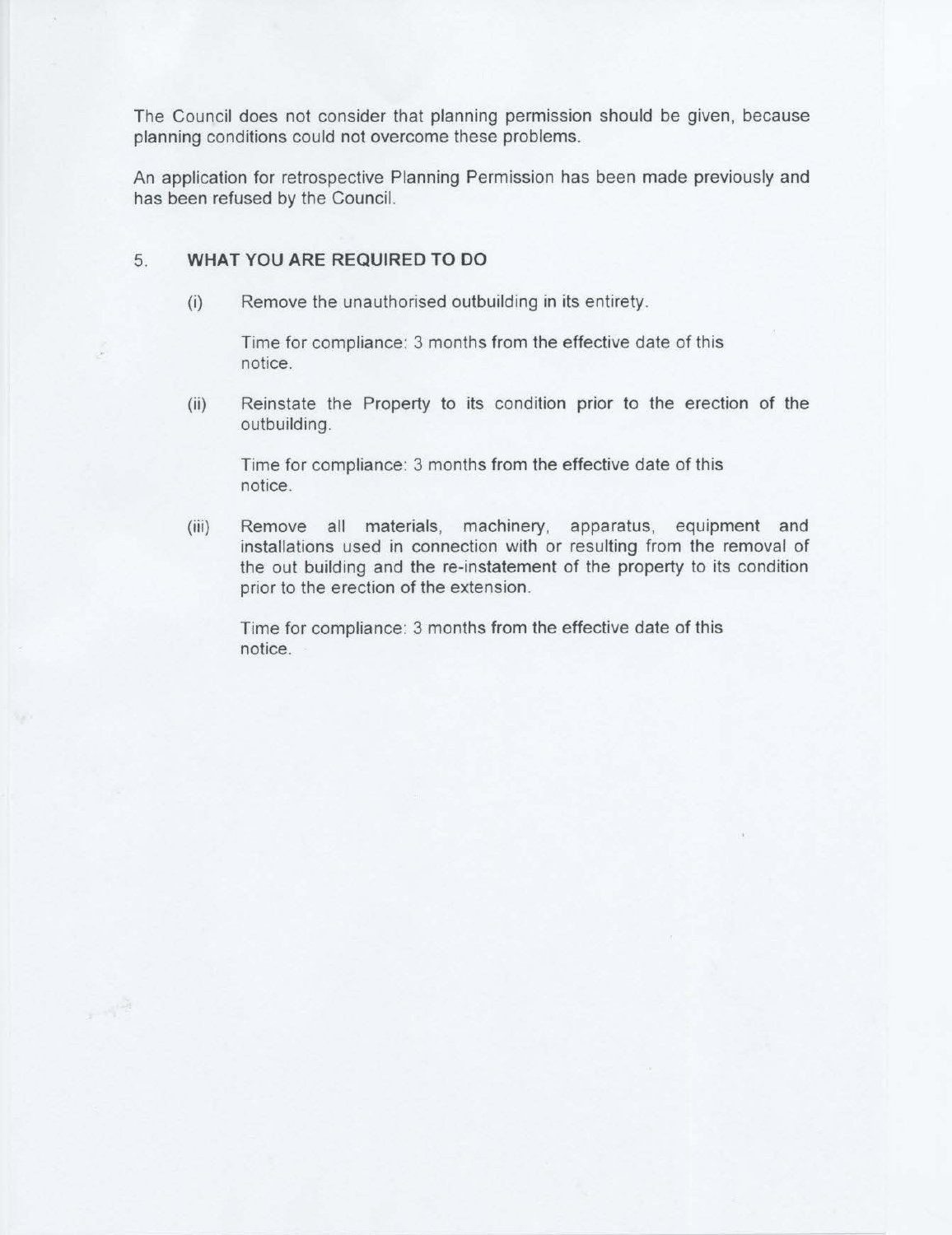The Council does not consider that planning permission should be given, because planning conditions could not overcome these problems.

An application for retrospective Planning Permission has been made previously and has been refused by the Council.

## 5. WHAT YOU ARE REQUIRED TO DO

(i) Remove the unauthorised outbuilding in its entirety.

Time for compliance: 3 months from the effective date of this notice.

(ii) Reinstate the Property to its condition prior to the erection of the outbuilding.

Time for compliance: 3 months from the effective date of this notice.

(iii) Remove all materials, machinery, apparatus, equipment and installations used in connection with or resulting from the removal of the out building and the re-instatement of the property to its condition prior to the erection of the extension.

Time for compliance: 3 months from the effective date of this notice.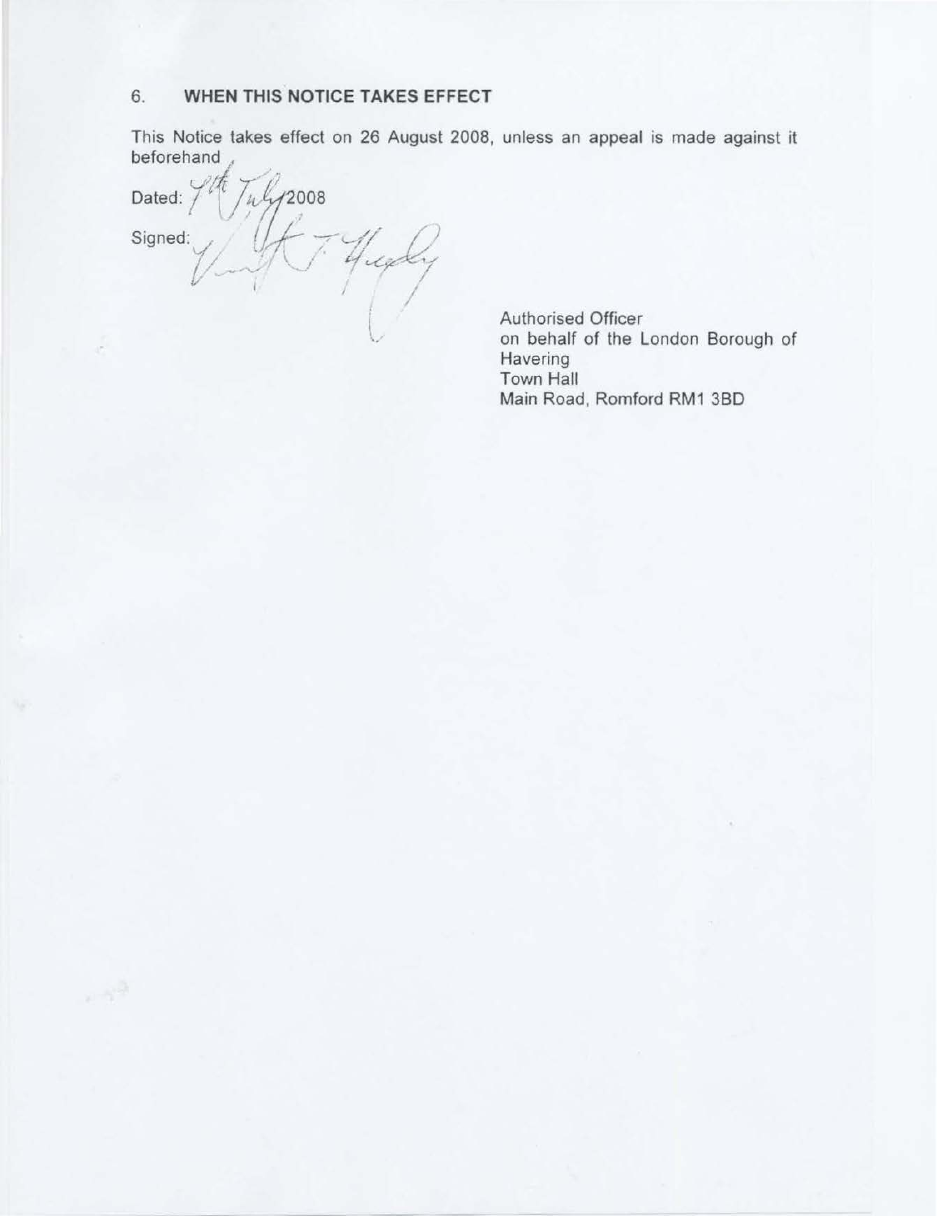## 6. WHEN THIS NOTICE TAKES EFFECT

This Notice takes effect on 26 August 2008, unless an appeal is made against it beforehand

Dated: 9th July 2008

Signed:

Authorised Officer
on behalf of the London Borough of Havering
Town Hall
Main Road, Romford RM1 3BD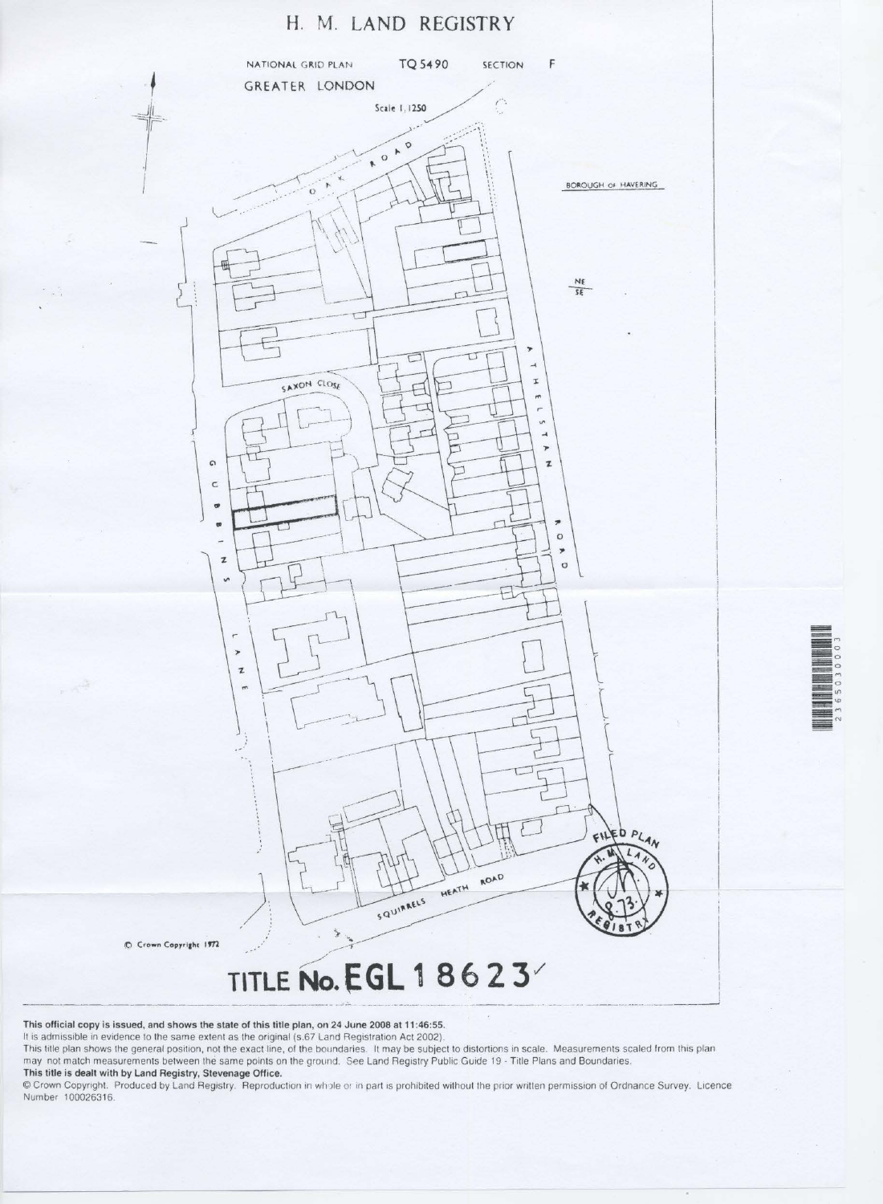# H. M. LAND REGISTRY

NATIONAL GRID PLAN TQ 5490 SECTION F

GREATER LONDON

Scale 1/1250

OAK ROAD

BOROUGH OF HAVERING

NE/SE

SAXON CLOSE

ATHELSTAN ROAD

GUBBINS LANE

SQUIRRELS HEATH ROAD

FILED PLAN H. M. LAND REGISTRY

© Crown Copyright 1972

## TITLE No. EGL 18623

**This official copy is issued, and shows the state of this title plan, on 24 June 2008 at 11:46:55.**

It is admissible in evidence to the same extent as the original (s.67 Land Registration Act 2002).

This title plan shows the general position, not the exact line, of the boundaries. It may be subject to distortions in scale. Measurements scaled from this plan may not match measurements between the same points on the ground. See Land Registry Public Guide 19 - Title Plans and Boundaries.

**This title is dealt with by Land Registry, Stevenage Office.**

© Crown Copyright. Produced by Land Registry. Reproduction in whole or in part is prohibited without the prior written permission of Ordnance Survey. Licence Number 100026316.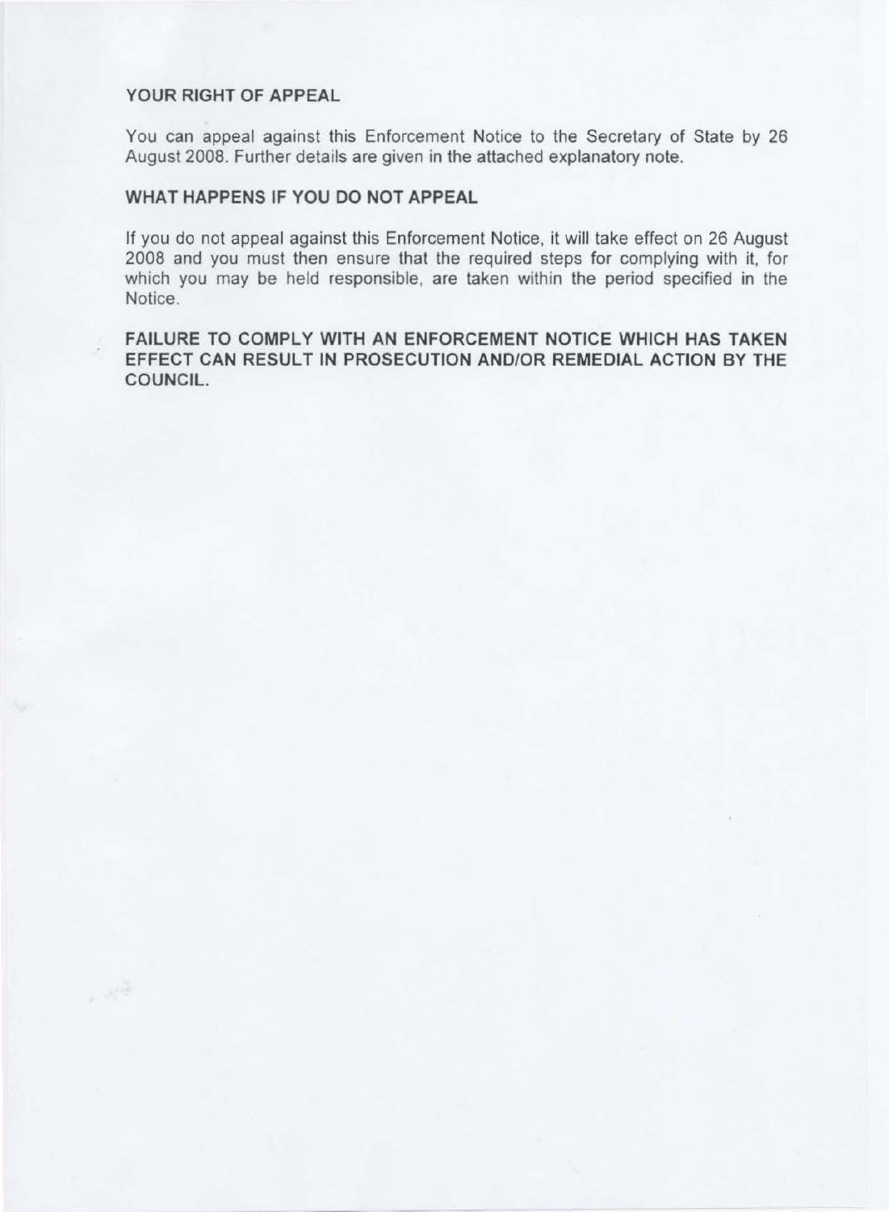## YOUR RIGHT OF APPEAL

You can appeal against this Enforcement Notice to the Secretary of State by 26 August 2008. Further details are given in the attached explanatory note.

## WHAT HAPPENS IF YOU DO NOT APPEAL

If you do not appeal against this Enforcement Notice, it will take effect on 26 August 2008 and you must then ensure that the required steps for complying with it, for which you may be held responsible, are taken within the period specified in the Notice.

**FAILURE TO COMPLY WITH AN ENFORCEMENT NOTICE WHICH HAS TAKEN EFFECT CAN RESULT IN PROSECUTION AND/OR REMEDIAL ACTION BY THE COUNCIL.**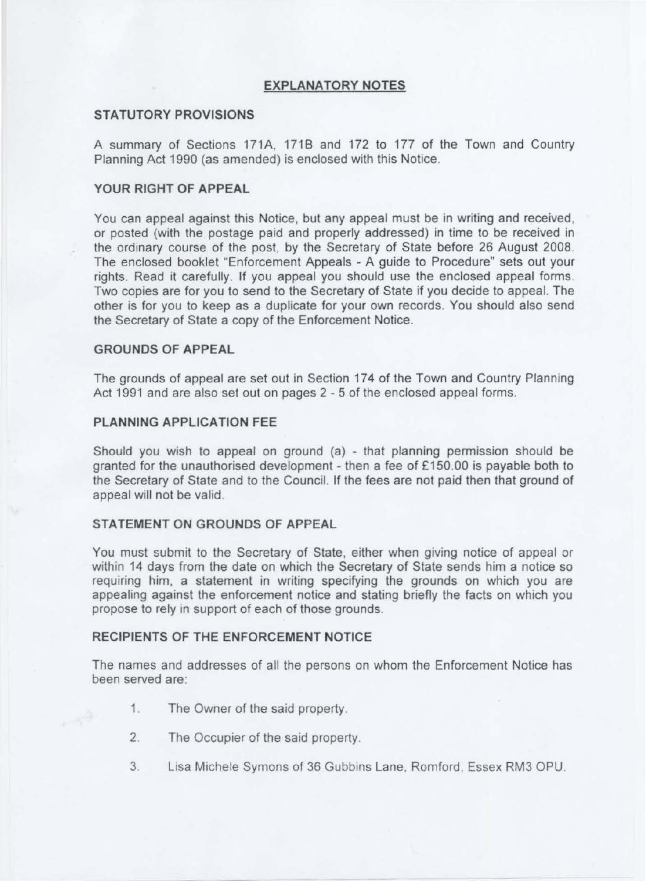## EXPLANATORY NOTES

### STATUTORY PROVISIONS

A summary of Sections 171A, 171B and 172 to 177 of the Town and Country Planning Act 1990 (as amended) is enclosed with this Notice.

### YOUR RIGHT OF APPEAL

You can appeal against this Notice, but any appeal must be in writing and received, or posted (with the postage paid and properly addressed) in time to be received in the ordinary course of the post, by the Secretary of State before 26 August 2008. The enclosed booklet "Enforcement Appeals - A guide to Procedure" sets out your rights. Read it carefully. If you appeal you should use the enclosed appeal forms. Two copies are for you to send to the Secretary of State if you decide to appeal. The other is for you to keep as a duplicate for your own records. You should also send the Secretary of State a copy of the Enforcement Notice.

### GROUNDS OF APPEAL

The grounds of appeal are set out in Section 174 of the Town and Country Planning Act 1991 and are also set out on pages 2 - 5 of the enclosed appeal forms.

### PLANNING APPLICATION FEE

Should you wish to appeal on ground (a) - that planning permission should be granted for the unauthorised development - then a fee of £150.00 is payable both to the Secretary of State and to the Council. If the fees are not paid then that ground of appeal will not be valid.

### STATEMENT ON GROUNDS OF APPEAL

You must submit to the Secretary of State, either when giving notice of appeal or within 14 days from the date on which the Secretary of State sends him a notice so requiring him, a statement in writing specifying the grounds on which you are appealing against the enforcement notice and stating briefly the facts on which you propose to rely in support of each of those grounds.

### RECIPIENTS OF THE ENFORCEMENT NOTICE

The names and addresses of all the persons on whom the Enforcement Notice has been served are:

1. The Owner of the said property.
2. The Occupier of the said property.
3. Lisa Michele Symons of 36 Gubbins Lane, Romford, Essex RM3 OPU.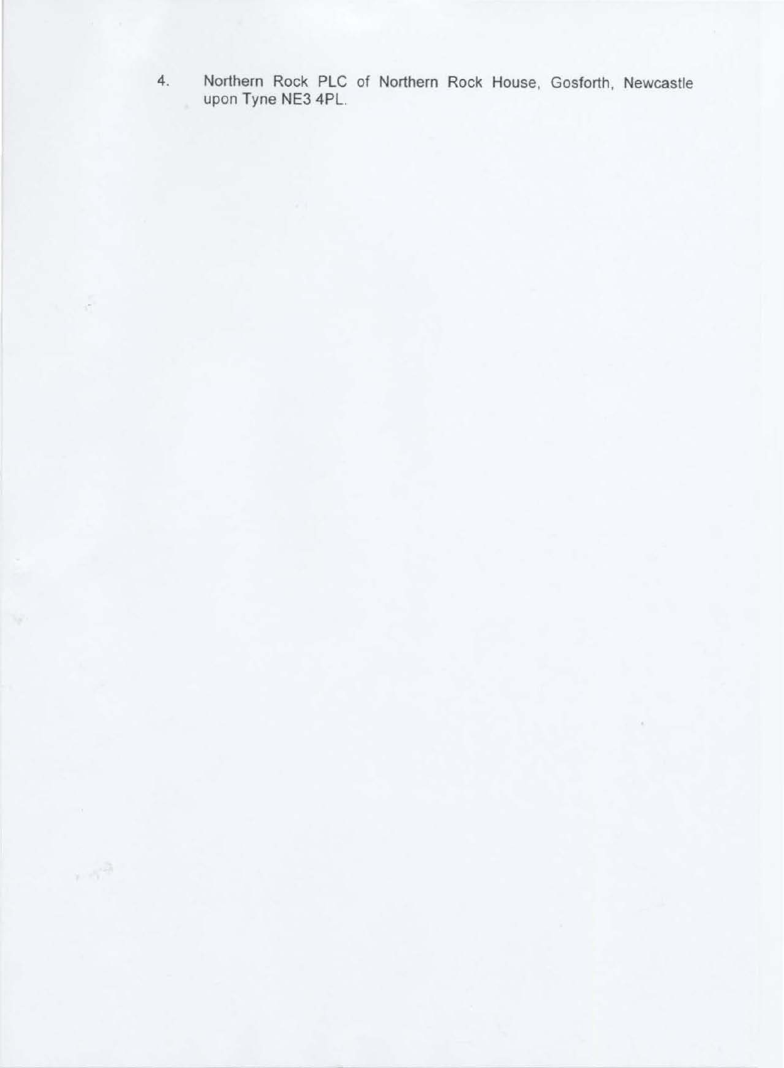4. Northern Rock PLC of Northern Rock House, Gosforth, Newcastle upon Tyne NE3 4PL.